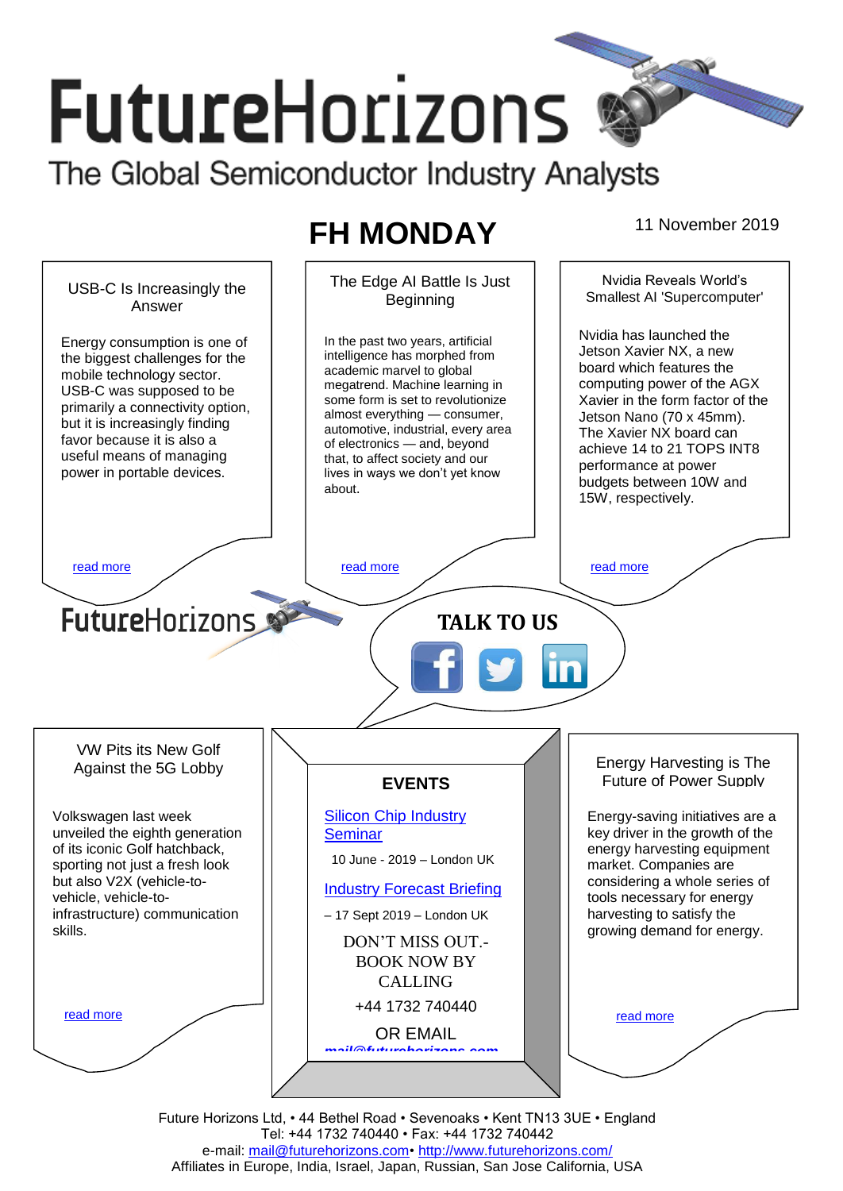# FutureHorizons

The Global Semiconductor Industry Analysts

## FH MONDAY

11 November 2019

### USB-C Is Increasingly the Answer

Energy consumption is one of the biggest challenges for the mobile technology sector. USB-C was supposed to be primarily a connectivity option, but it is increasingly finding favor because it is also a useful means of managing power in portable devices.

read more

### The Edge AI Battle Is Just Beginning

In the past two years, artificial intelligence has morphed from academic marvel to global megatrend. Machine learning in some form is set to revolutionize almost everything — consumer, automotive, industrial, every area of electronics — and, beyond that, to affect society and our lives in ways we don't yet know about.

read more

### Nvidia Reveals World's Smallest AI 'Supercomputer'

Nvidia has launched the Jetson Xavier NX, a new board which features the computing power of the AGX Xavier in the form factor of the Jetson Nano (70 x 45mm). The Xavier NX board can achieve 14 to 21 TOPS INT8 performance at power budgets between 10W and 15W, respectively.

read more

FutureHorizons

**TALK TO US**

### VW Pits its New Golf Against the 5G Lobby

Volkswagen last week unveiled the eighth generation of its iconic Golf hatchback, sporting not just a fresh look but also V2X (vehicle-to-vehicle, vehicle-to-infrastructure) communication skills.

read more

### EVENTS

Silicon Chip Industry Seminar

10 June - 2019 – London UK

Industry Forecast Briefing

– 17 Sept 2019 – London UK

DON'T MISS OUT.- BOOK NOW BY CALLING

+44 1732 740440

OR EMAIL

mail@futurehorizons.com

### Energy Harvesting is The Future of Power Supply

Energy-saving initiatives are a key driver in the growth of the energy harvesting equipment market. Companies are considering a whole series of tools necessary for energy harvesting to satisfy the growing demand for energy.

read more

Future Horizons Ltd, • 44 Bethel Road • Sevenoaks • Kent TN13 3UE • England
Tel: +44 1732 740440 • Fax: +44 1732 740442
e-mail: mail@futurehorizons.com• http://www.futurehorizons.com/
Affiliates in Europe, India, Israel, Japan, Russian, San Jose California, USA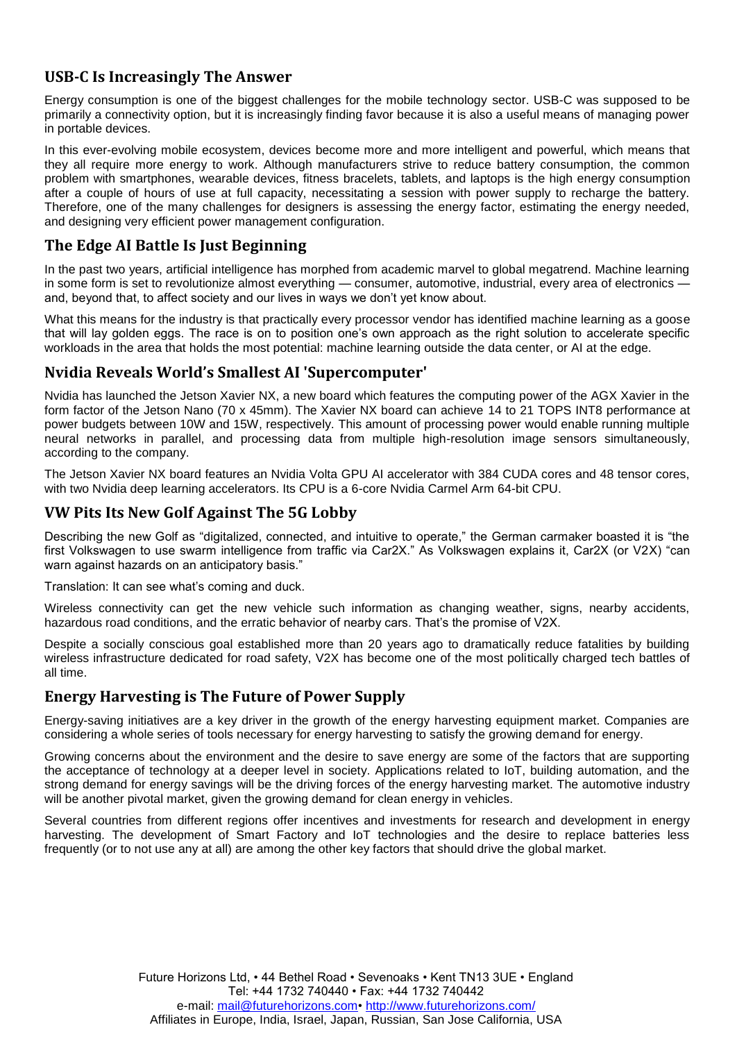## USB-C Is Increasingly The Answer

Energy consumption is one of the biggest challenges for the mobile technology sector. USB-C was supposed to be primarily a connectivity option, but it is increasingly finding favor because it is also a useful means of managing power in portable devices.

In this ever-evolving mobile ecosystem, devices become more and more intelligent and powerful, which means that they all require more energy to work. Although manufacturers strive to reduce battery consumption, the common problem with smartphones, wearable devices, fitness bracelets, tablets, and laptops is the high energy consumption after a couple of hours of use at full capacity, necessitating a session with power supply to recharge the battery. Therefore, one of the many challenges for designers is assessing the energy factor, estimating the energy needed, and designing very efficient power management configuration.

## The Edge AI Battle Is Just Beginning

In the past two years, artificial intelligence has morphed from academic marvel to global megatrend. Machine learning in some form is set to revolutionize almost everything — consumer, automotive, industrial, every area of electronics — and, beyond that, to affect society and our lives in ways we don't yet know about.

What this means for the industry is that practically every processor vendor has identified machine learning as a goose that will lay golden eggs. The race is on to position one's own approach as the right solution to accelerate specific workloads in the area that holds the most potential: machine learning outside the data center, or AI at the edge.

## Nvidia Reveals World's Smallest AI 'Supercomputer'

Nvidia has launched the Jetson Xavier NX, a new board which features the computing power of the AGX Xavier in the form factor of the Jetson Nano (70 x 45mm). The Xavier NX board can achieve 14 to 21 TOPS INT8 performance at power budgets between 10W and 15W, respectively. This amount of processing power would enable running multiple neural networks in parallel, and processing data from multiple high-resolution image sensors simultaneously, according to the company.

The Jetson Xavier NX board features an Nvidia Volta GPU AI accelerator with 384 CUDA cores and 48 tensor cores, with two Nvidia deep learning accelerators. Its CPU is a 6-core Nvidia Carmel Arm 64-bit CPU.

## VW Pits Its New Golf Against The 5G Lobby

Describing the new Golf as "digitalized, connected, and intuitive to operate," the German carmaker boasted it is "the first Volkswagen to use swarm intelligence from traffic via Car2X." As Volkswagen explains it, Car2X (or V2X) "can warn against hazards on an anticipatory basis."

Translation: It can see what's coming and duck.

Wireless connectivity can get the new vehicle such information as changing weather, signs, nearby accidents, hazardous road conditions, and the erratic behavior of nearby cars. That's the promise of V2X.

Despite a socially conscious goal established more than 20 years ago to dramatically reduce fatalities by building wireless infrastructure dedicated for road safety, V2X has become one of the most politically charged tech battles of all time.

## Energy Harvesting is The Future of Power Supply

Energy-saving initiatives are a key driver in the growth of the energy harvesting equipment market. Companies are considering a whole series of tools necessary for energy harvesting to satisfy the growing demand for energy.

Growing concerns about the environment and the desire to save energy are some of the factors that are supporting the acceptance of technology at a deeper level in society. Applications related to IoT, building automation, and the strong demand for energy savings will be the driving forces of the energy harvesting market. The automotive industry will be another pivotal market, given the growing demand for clean energy in vehicles.

Several countries from different regions offer incentives and investments for research and development in energy harvesting. The development of Smart Factory and IoT technologies and the desire to replace batteries less frequently (or to not use any at all) are among the other key factors that should drive the global market.

Future Horizons Ltd, • 44 Bethel Road • Sevenoaks • Kent TN13 3UE • England
Tel: +44 1732 740440 • Fax: +44 1732 740442
e-mail: mail@futurehorizons.com• http://www.futurehorizons.com/
Affiliates in Europe, India, Israel, Japan, Russian, San Jose California, USA